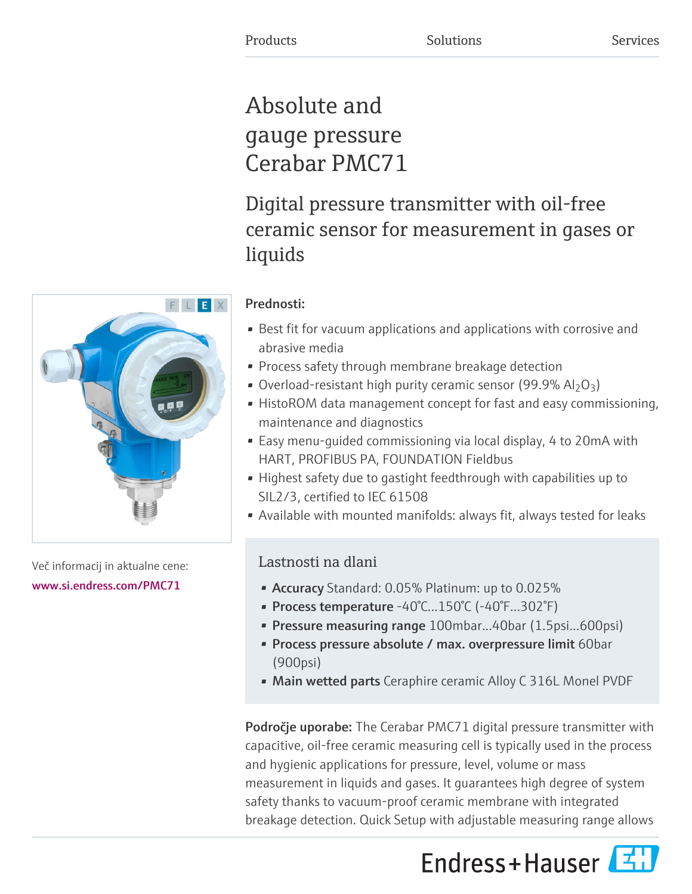Products Solutions Services

# Absolute and gauge pressure Cerabar PMC71

## Digital pressure transmitter with oil-free ceramic sensor for measurement in gases or liquids

**Prednosti:**

- Best fit for vacuum applications and applications with corrosive and abrasive media
- Process safety through membrane breakage detection
- Overload-resistant high purity ceramic sensor (99.9% $Al_2O_3$)
- HistoROM data management concept for fast and easy commissioning, maintenance and diagnostics
- Easy menu-guided commissioning via local display, 4 to 20mA with HART, PROFIBUS PA, FOUNDATION Fieldbus
- Highest safety due to gastight feedthrough with capabilities up to SIL2/3, certified to IEC 61508
- Available with mounted manifolds: always fit, always tested for leaks

Več informacij in aktualne cene:
www.si.endress.com/PMC71

### Lastnosti na dlani

- **Accuracy** Standard: 0.05% Platinum: up to 0.025%
- **Process temperature** -40°C...150°C (-40°F...302°F)
- **Pressure measuring range** 100mbar...40bar (1.5psi...600psi)
- **Process pressure absolute / max. overpressure limit** 60bar (900psi)
- **Main wetted parts** Ceraphire ceramic Alloy C 316L Monel PVDF

**Področje uporabe:** The Cerabar PMC71 digital pressure transmitter with capacitive, oil-free ceramic measuring cell is typically used in the process and hygienic applications for pressure, level, volume or mass measurement in liquids and gases. It guarantees high degree of system safety thanks to vacuum-proof ceramic membrane with integrated breakage detection. Quick Setup with adjustable measuring range allows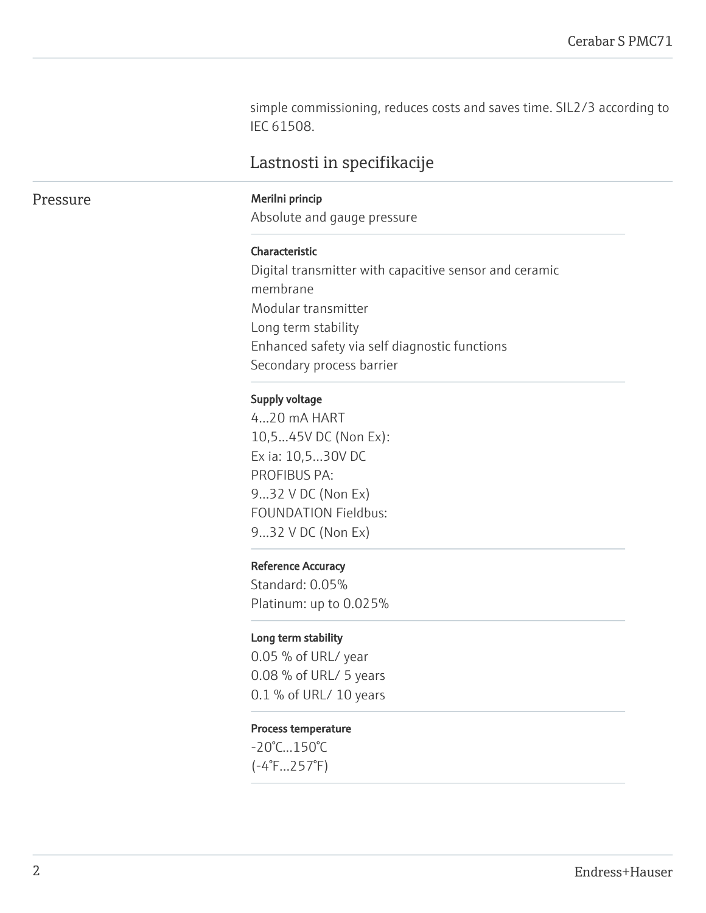simple commissioning, reduces costs and saves time. SIL2/3 according to IEC 61508.

## Lastnosti in specifikacije

### Pressure

**Merilni princip**

Absolute and gauge pressure

**Characteristic**

Digital transmitter with capacitive sensor and ceramic membrane
Modular transmitter
Long term stability
Enhanced safety via self diagnostic functions
Secondary process barrier

**Supply voltage**

4...20 mA HART
10,5...45V DC (Non Ex):
Ex ia: 10,5...30V DC
PROFIBUS PA:
9...32 V DC (Non Ex)
FOUNDATION Fieldbus:
9...32 V DC (Non Ex)

**Reference Accuracy**

Standard: 0.05%
Platinum: up to 0.025%

**Long term stability**

0.05 % of URL/ year
0.08 % of URL/ 5 years
0.1 % of URL/ 10 years

**Process temperature**

-20°C...150°C
(-4°F...257°F)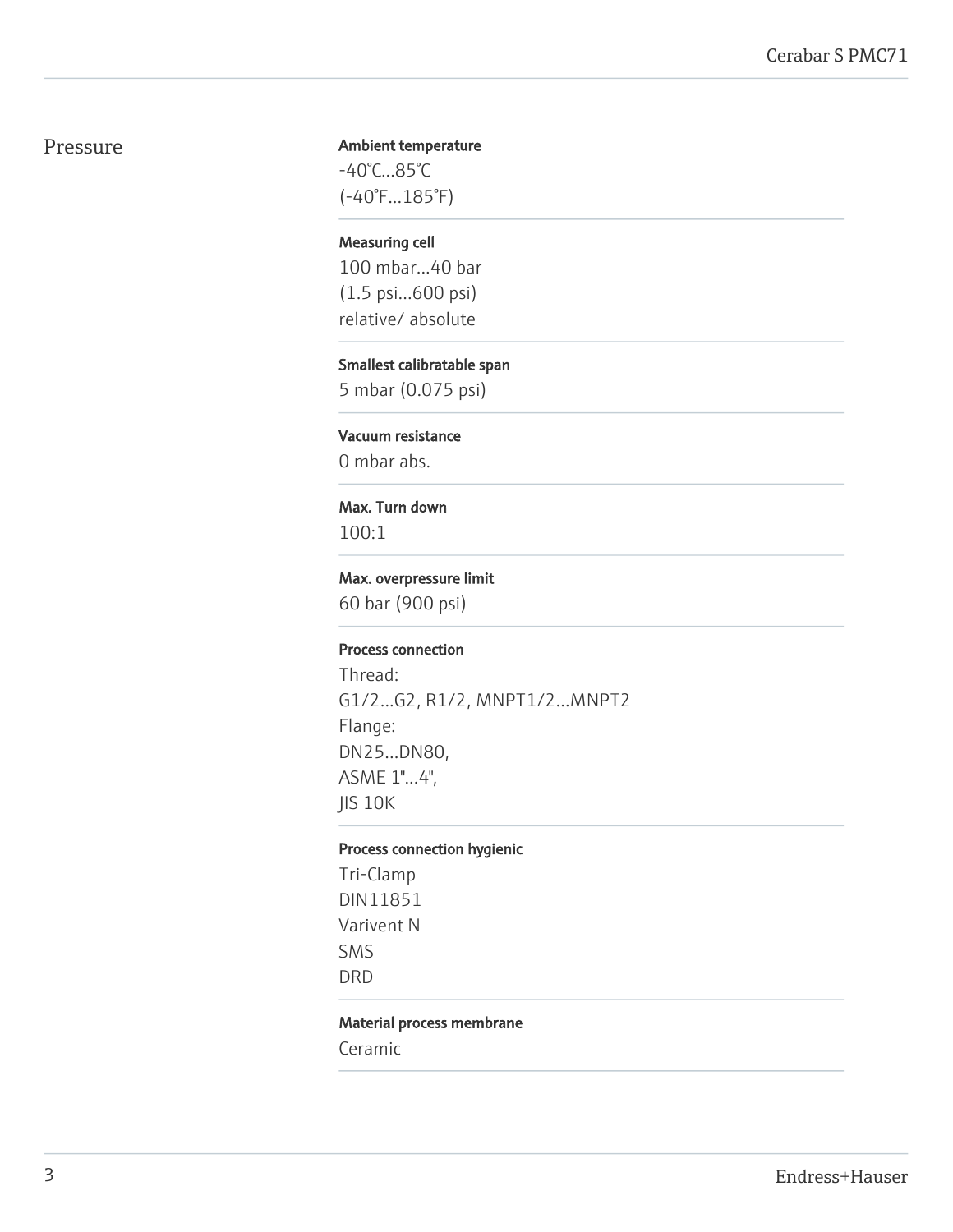## Pressure

**Ambient temperature**

-40°C...85°C
(-40°F...185°F)

**Measuring cell**

100 mbar...40 bar
(1.5 psi...600 psi)
relative/ absolute

**Smallest calibratable span**

5 mbar (0.075 psi)

**Vacuum resistance**

0 mbar abs.

**Max. Turn down**

100:1

**Max. overpressure limit**

60 bar (900 psi)

**Process connection**

Thread:
G1/2...G2, R1/2, MNPT1/2...MNPT2
Flange:
DN25...DN80,
ASME 1"...4",
JIS 10K

**Process connection hygienic**

Tri-Clamp
DIN11851
Varivent N
SMS
DRD

**Material process membrane**

Ceramic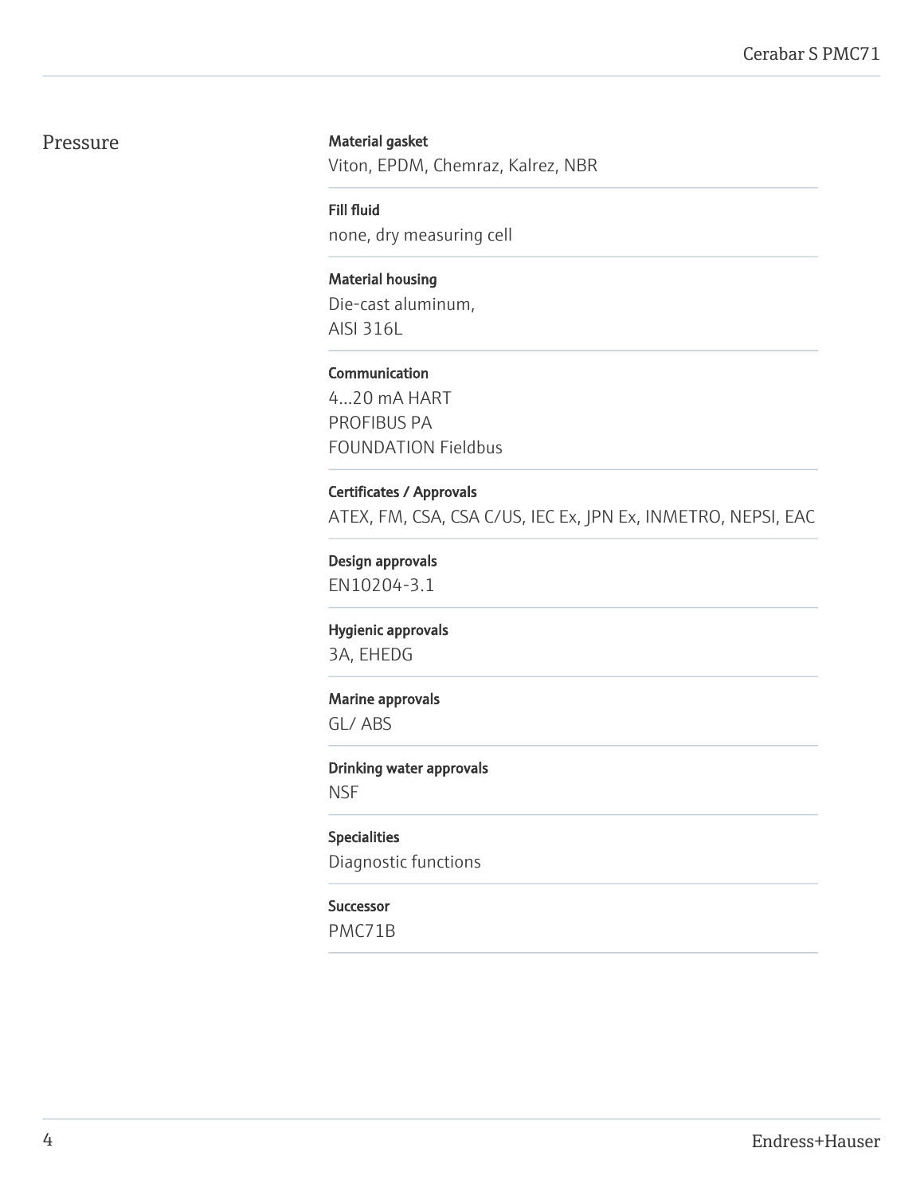## Pressure

**Material gasket**
Viton, EPDM, Chemraz, Kalrez, NBR

**Fill fluid**
none, dry measuring cell

**Material housing**
Die-cast aluminum,
AISI 316L

**Communication**
4...20 mA HART
PROFIBUS PA
FOUNDATION Fieldbus

**Certificates / Approvals**
ATEX, FM, CSA, CSA C/US, IEC Ex, JPN Ex, INMETRO, NEPSI, EAC

**Design approvals**
EN10204-3.1

**Hygienic approvals**
3A, EHEDG

**Marine approvals**
GL/ ABS

**Drinking water approvals**
NSF

**Specialities**
Diagnostic functions

**Successor**
PMC71B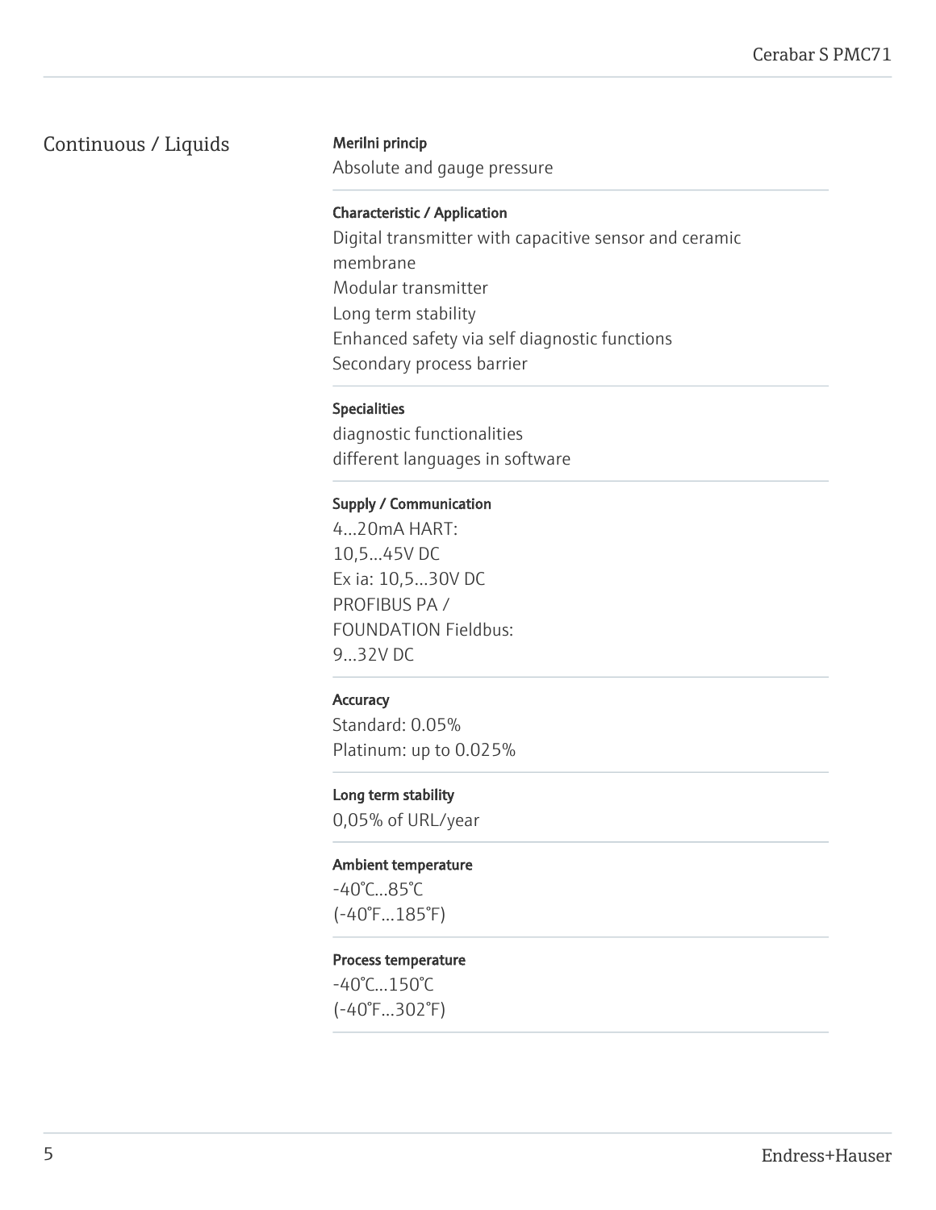## Continuous / Liquids

**Merilni princip**

Absolute and gauge pressure

**Characteristic / Application**

Digital transmitter with capacitive sensor and ceramic membrane
Modular transmitter
Long term stability
Enhanced safety via self diagnostic functions
Secondary process barrier

**Specialities**

diagnostic functionalities
different languages in software

**Supply / Communication**

4...20mA HART:
10,5...45V DC
Ex ia: 10,5...30V DC
PROFIBUS PA /
FOUNDATION Fieldbus:
9...32V DC

**Accuracy**

Standard: 0.05%
Platinum: up to 0.025%

**Long term stability**

0,05% of URL/year

**Ambient temperature**

-40°C...85°C
(-40°F...185°F)

**Process temperature**

-40°C...150°C
(-40°F...302°F)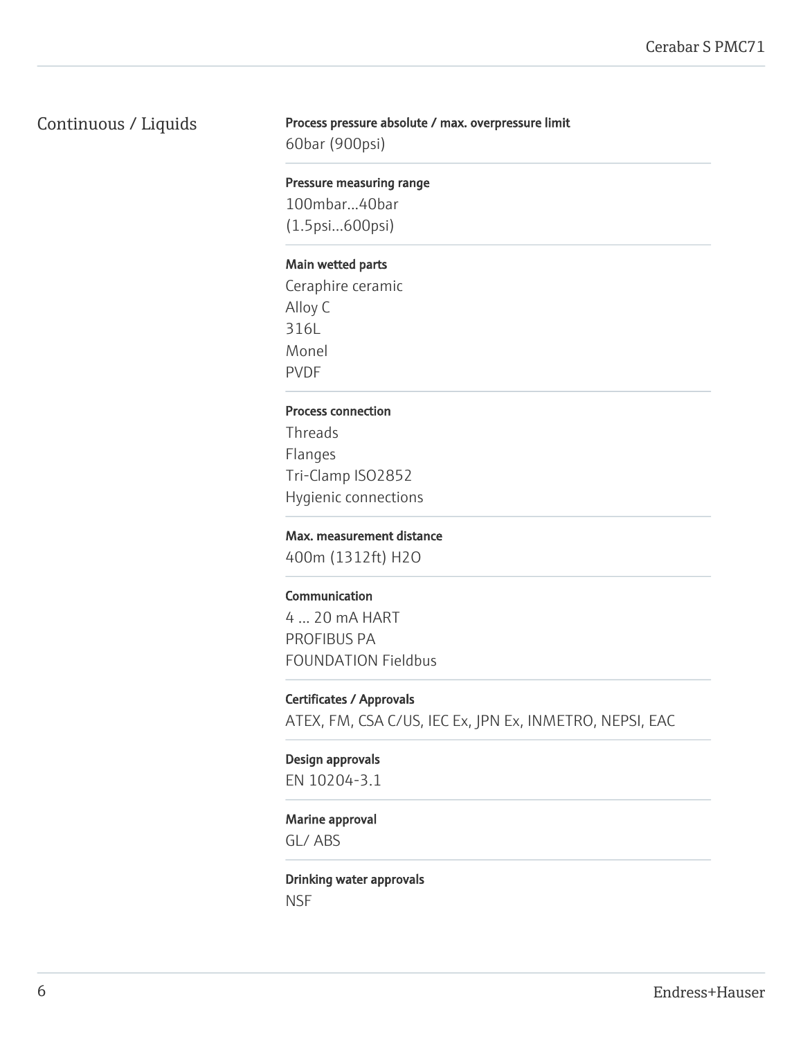## Continuous / Liquids

**Process pressure absolute / max. overpressure limit**

60bar (900psi)

**Pressure measuring range**

100mbar...40bar
(1.5psi...600psi)

**Main wetted parts**

Ceraphire ceramic
Alloy C
316L
Monel
PVDF

**Process connection**

Threads
Flanges
Tri-Clamp ISO2852
Hygienic connections

**Max. measurement distance**

400m (1312ft) H2O

**Communication**

4 ... 20 mA HART
PROFIBUS PA
FOUNDATION Fieldbus

**Certificates / Approvals**

ATEX, FM, CSA C/US, IEC Ex, JPN Ex, INMETRO, NEPSI, EAC

**Design approvals**

EN 10204-3.1

**Marine approval**

GL/ ABS

**Drinking water approvals**

NSF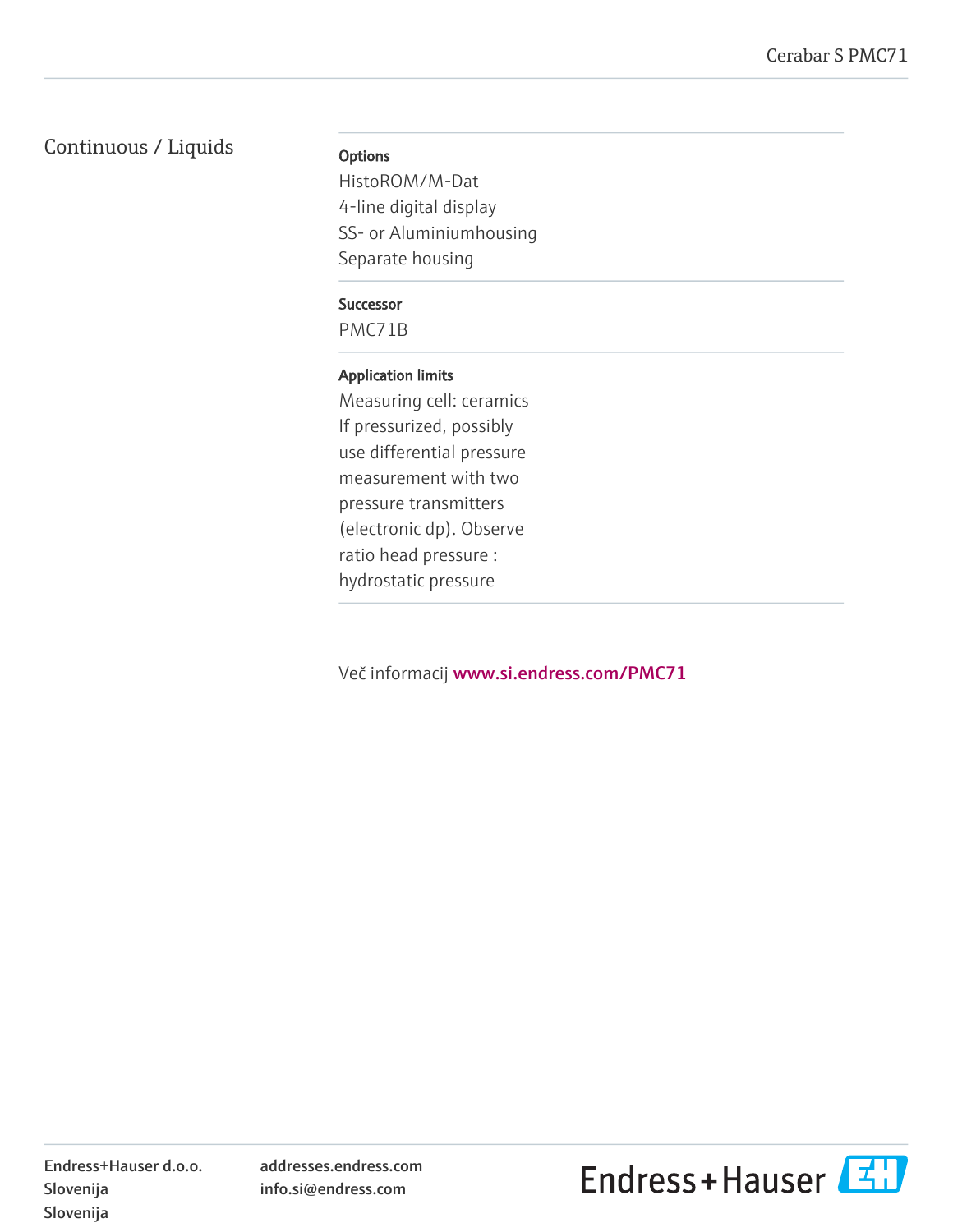## Continuous / Liquids

**Options**

HistoROM/M-Dat
4-line digital display
SS- or Aluminiumhousing
Separate housing

**Successor**

PMC71B

**Application limits**

Measuring cell: ceramics
If pressurized, possibly use differential pressure measurement with two pressure transmitters (electronic dp). Observe ratio head pressure : hydrostatic pressure

Več informacij **www.si.endress.com/PMC71**

Endress+Hauser d.o.o.
Slovenija
Slovenija

addresses.endress.com
info.si@endress.com